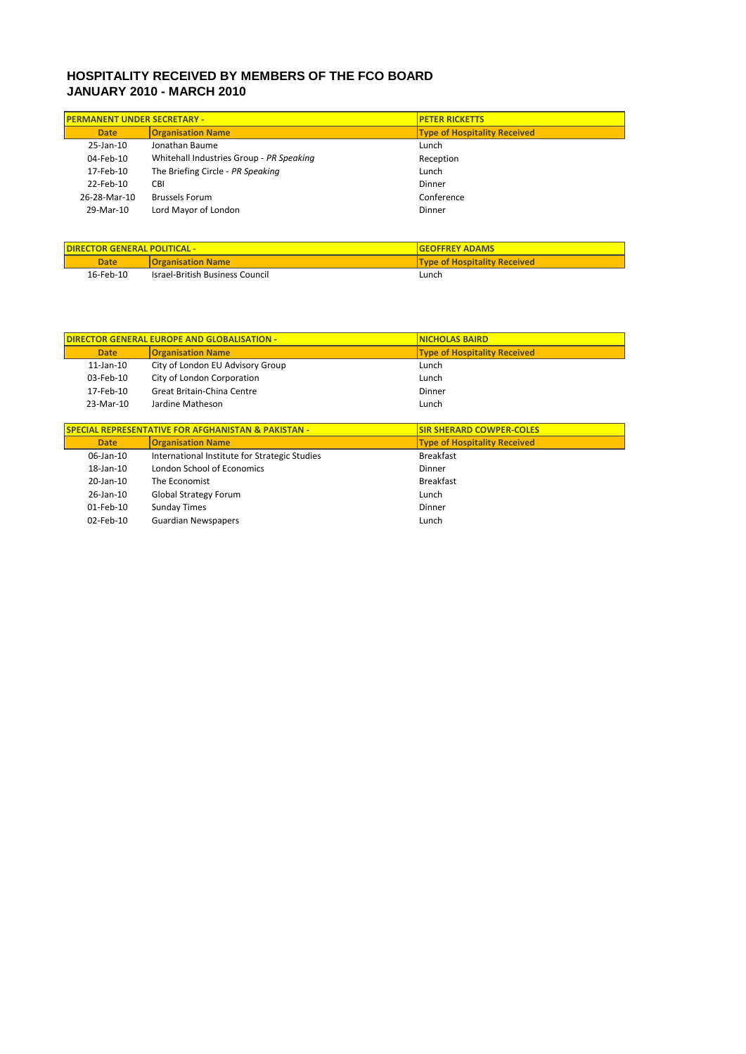# HOSPITALITY RECEIVED BY MEMBERS OF THE FCO BOARD
# JANUARY 2010 - MARCH 2010

| PERMANENT UNDER SECRETARY - | | PETER RICKETTS |
|---|---|---|
| Date | Organisation Name | Type of Hospitality Received |
| 25-Jan-10 | Jonathan Baume | Lunch |
| 04-Feb-10 | Whitehall Industries Group - *PR Speaking* | Reception |
| 17-Feb-10 | The Briefing Circle - *PR Speaking* | Lunch |
| 22-Feb-10 | CBI | Dinner |
| 26-28-Mar-10 | Brussels Forum | Conference |
| 29-Mar-10 | Lord Mayor of London | Dinner |

| DIRECTOR GENERAL POLITICAL - | | GEOFFREY ADAMS |
|---|---|---|
| Date | Organisation Name | Type of Hospitality Received |
| 16-Feb-10 | Israel-British Business Council | Lunch |

| DIRECTOR GENERAL EUROPE AND GLOBALISATION - | | NICHOLAS BAIRD |
|---|---|---|
| Date | Organisation Name | Type of Hospitality Received |
| 11-Jan-10 | City of London EU Advisory Group | Lunch |
| 03-Feb-10 | City of London Corporation | Lunch |
| 17-Feb-10 | Great Britain-China Centre | Dinner |
| 23-Mar-10 | Jardine Matheson | Lunch |

| SPECIAL REPRESENTATIVE FOR AFGHANISTAN & PAKISTAN - | | SIR SHERARD COWPER-COLES |
|---|---|---|
| Date | Organisation Name | Type of Hospitality Received |
| 06-Jan-10 | International Institute for Strategic Studies | Breakfast |
| 18-Jan-10 | London School of Economics | Dinner |
| 20-Jan-10 | The Economist | Breakfast |
| 26-Jan-10 | Global Strategy Forum | Lunch |
| 01-Feb-10 | Sunday Times | Dinner |
| 02-Feb-10 | Guardian Newspapers | Lunch |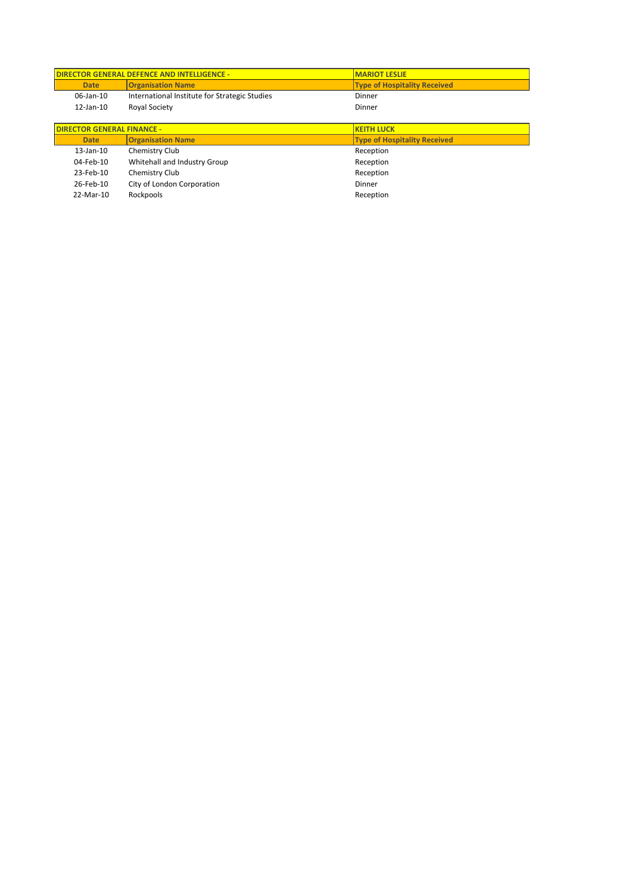| DIRECTOR GENERAL DEFENCE AND INTELLIGENCE - | | MARIOT LESLIE |
|---|---|---|
| Date | Organisation Name | Type of Hospitality Received |
| 06-Jan-10 | International Institute for Strategic Studies | Dinner |
| 12-Jan-10 | Royal Society | Dinner |

| DIRECTOR GENERAL FINANCE - | | KEITH LUCK |
|---|---|---|
| Date | Organisation Name | Type of Hospitality Received |
| 13-Jan-10 | Chemistry Club | Reception |
| 04-Feb-10 | Whitehall and Industry Group | Reception |
| 23-Feb-10 | Chemistry Club | Reception |
| 26-Feb-10 | City of London Corporation | Dinner |
| 22-Mar-10 | Rockpools | Reception |